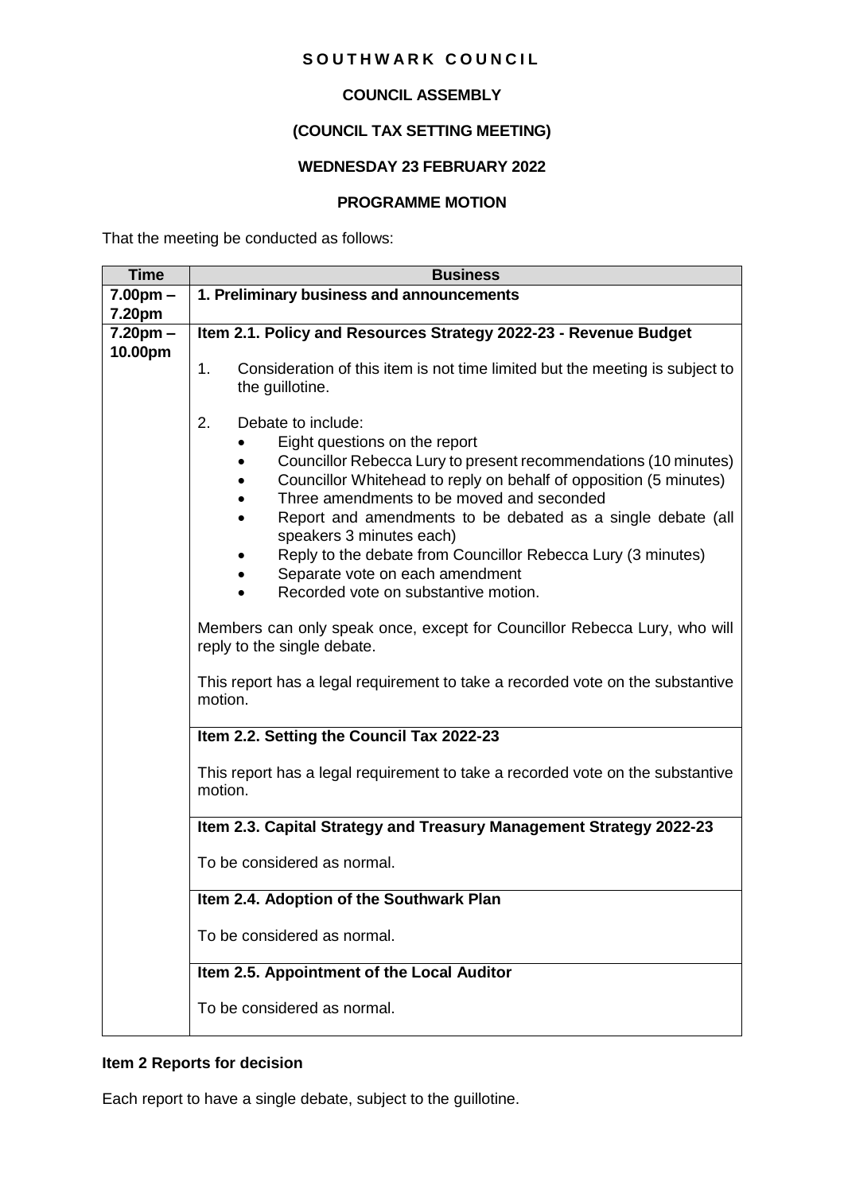# SOUTHWARK COUNCIL

## COUNCIL ASSEMBLY

## (COUNCIL TAX SETTING MEETING)

## WEDNESDAY 23 FEBRUARY 2022

## PROGRAMME MOTION

That the meeting be conducted as follows:

| Time | Business |
|---|---|
| 7.00pm – 7.20pm | **1. Preliminary business and announcements** |
| 7.20pm – 10.00pm | **Item 2.1. Policy and Resources Strategy 2022-23 - Revenue Budget**<br><br>1. Consideration of this item is not time limited but the meeting is subject to the guillotine.<br><br>2. Debate to include:<br>• Eight questions on the report<br>• Councillor Rebecca Lury to present recommendations (10 minutes)<br>• Councillor Whitehead to reply on behalf of opposition (5 minutes)<br>• Three amendments to be moved and seconded<br>• Report and amendments to be debated as a single debate (all speakers 3 minutes each)<br>• Reply to the debate from Councillor Rebecca Lury (3 minutes)<br>• Separate vote on each amendment<br>• Recorded vote on substantive motion.<br><br>Members can only speak once, except for Councillor Rebecca Lury, who will reply to the single debate.<br><br>This report has a legal requirement to take a recorded vote on the substantive motion. |
| | **Item 2.2. Setting the Council Tax 2022-23**<br><br>This report has a legal requirement to take a recorded vote on the substantive motion. |
| | **Item 2.3. Capital Strategy and Treasury Management Strategy 2022-23**<br><br>To be considered as normal. |
| | **Item 2.4. Adoption of the Southwark Plan**<br><br>To be considered as normal. |
| | **Item 2.5. Appointment of the Local Auditor**<br><br>To be considered as normal. |

**Item 2 Reports for decision**

Each report to have a single debate, subject to the guillotine.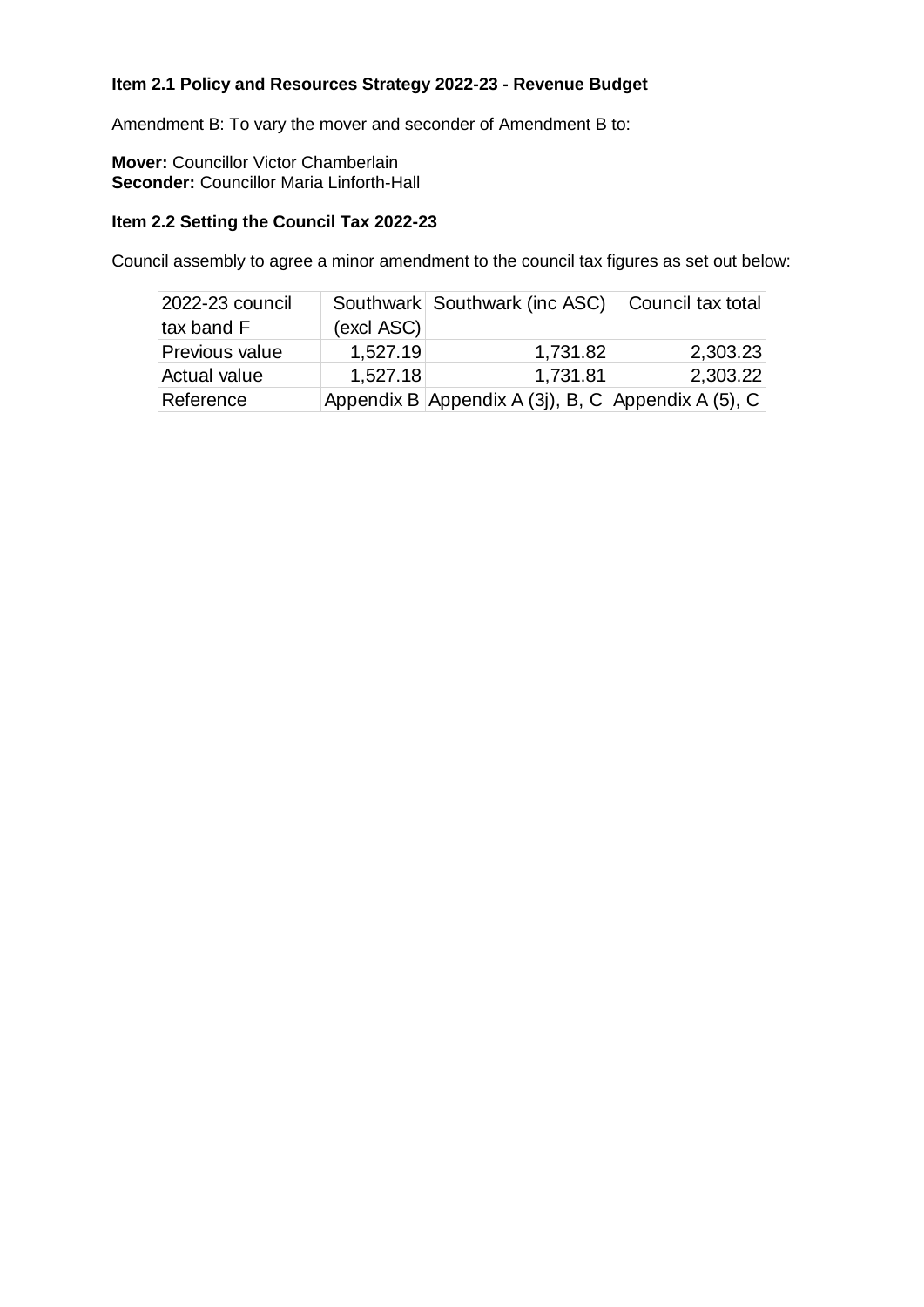**Item 2.1 Policy and Resources Strategy 2022-23 - Revenue Budget**

Amendment B: To vary the mover and seconder of Amendment B to:

**Mover:** Councillor Victor Chamberlain
**Seconder:** Councillor Maria Linforth-Hall

**Item 2.2 Setting the Council Tax 2022-23**

Council assembly to agree a minor amendment to the council tax figures as set out below:

| 2022-23 council tax band F | Southwark (excl ASC) | Southwark (inc ASC) | Council tax total |
|---|---|---|---|
| Previous value | 1,527.19 | 1,731.82 | 2,303.23 |
| Actual value | 1,527.18 | 1,731.81 | 2,303.22 |
| Reference | Appendix B | Appendix A (3j), B, C | Appendix A (5), C |